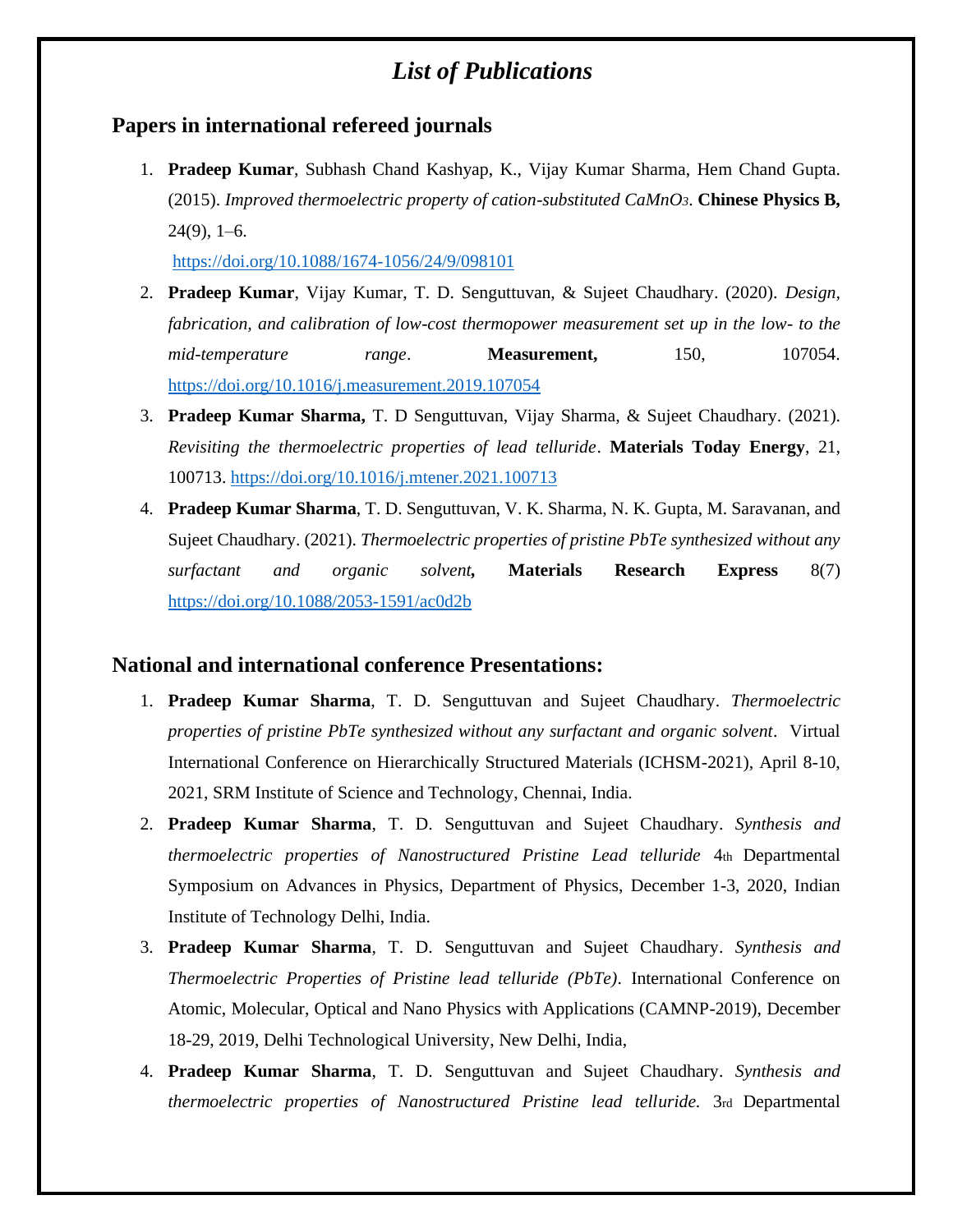# *List of Publications*

## Papers in international refereed journals

1. **Pradeep Kumar**, Subhash Chand Kashyap, K., Vijay Kumar Sharma, Hem Chand Gupta. (2015). *Improved thermoelectric property of cation-substituted $CaMnO_3$*. **Chinese Physics B,** 24(9), 1–6.
   https://doi.org/10.1088/1674-1056/24/9/098101
2. **Pradeep Kumar**, Vijay Kumar, T. D. Senguttuvan, & Sujeet Chaudhary. (2020). *Design, fabrication, and calibration of low-cost thermopower measurement set up in the low- to the mid-temperature range*. **Measurement,** 150, 107054. https://doi.org/10.1016/j.measurement.2019.107054
3. **Pradeep Kumar Sharma,** T. D Senguttuvan, Vijay Sharma, & Sujeet Chaudhary. (2021). *Revisiting the thermoelectric properties of lead telluride*. **Materials Today Energy**, 21, 100713. https://doi.org/10.1016/j.mtener.2021.100713
4. **Pradeep Kumar Sharma**, T. D. Senguttuvan, V. K. Sharma, N. K. Gupta, M. Saravanan, and Sujeet Chaudhary. (2021). *Thermoelectric properties of pristine PbTe synthesized without any surfactant and organic solvent***,** **Materials Research Express** 8(7) https://doi.org/10.1088/2053-1591/ac0d2b

## National and international conference Presentations:

1. **Pradeep Kumar Sharma**, T. D. Senguttuvan and Sujeet Chaudhary. *Thermoelectric properties of pristine PbTe synthesized without any surfactant and organic solvent*. Virtual International Conference on Hierarchically Structured Materials (ICHSM-2021), April 8-10, 2021, SRM Institute of Science and Technology, Chennai, India.
2. **Pradeep Kumar Sharma**, T. D. Senguttuvan and Sujeet Chaudhary. *Synthesis and thermoelectric properties of Nanostructured Pristine Lead telluride* 4th Departmental Symposium on Advances in Physics, Department of Physics, December 1-3, 2020, Indian Institute of Technology Delhi, India.
3. **Pradeep Kumar Sharma**, T. D. Senguttuvan and Sujeet Chaudhary. *Synthesis and Thermoelectric Properties of Pristine lead telluride (PbTe)*. International Conference on Atomic, Molecular, Optical and Nano Physics with Applications (CAMNP-2019), December 18-29, 2019, Delhi Technological University, New Delhi, India,
4. **Pradeep Kumar Sharma**, T. D. Senguttuvan and Sujeet Chaudhary. *Synthesis and thermoelectric properties of Nanostructured Pristine lead telluride.* 3rd Departmental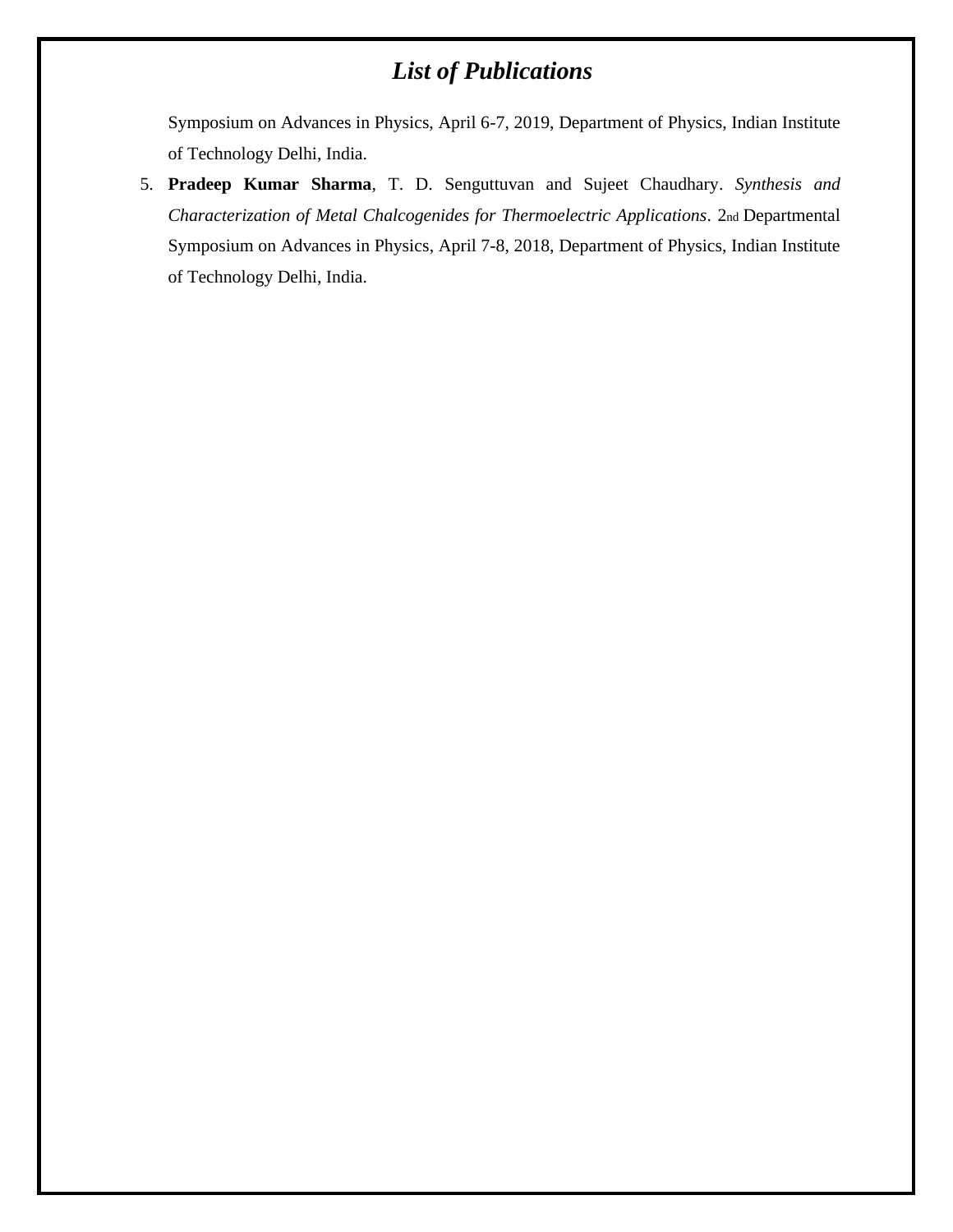# *List of Publications*

Symposium on Advances in Physics, April 6-7, 2019, Department of Physics, Indian Institute of Technology Delhi, India.

5. **Pradeep Kumar Sharma**, T. D. Senguttuvan and Sujeet Chaudhary. *Synthesis and Characterization of Metal Chalcogenides for Thermoelectric Applications*. 2nd Departmental Symposium on Advances in Physics, April 7-8, 2018, Department of Physics, Indian Institute of Technology Delhi, India.